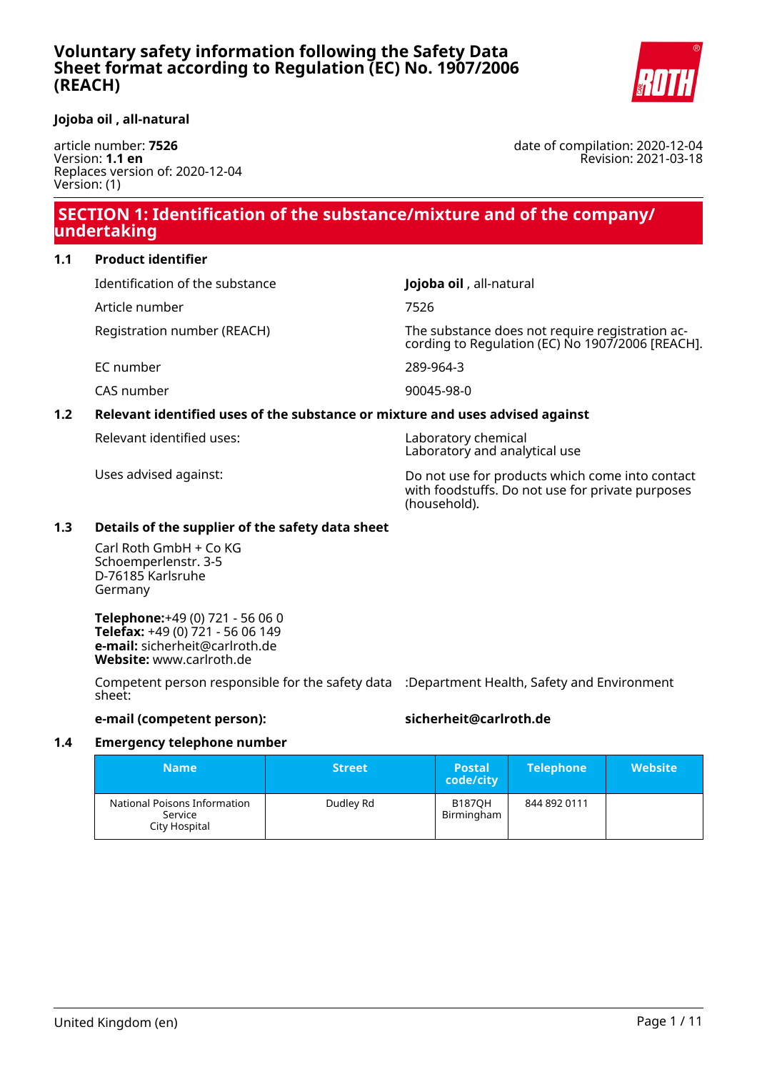# Voluntary safety information following the Safety Data Sheet format according to Regulation (EC) No. 1907/2006 (REACH)

**Jojoba oil , all-natural**

article number: **7526**
Version: **1.1 en**
Replaces version of: 2020-12-04
Version: (1)

date of compilation: 2020-12-04
Revision: 2021-03-18

## SECTION 1: Identification of the substance/mixture and of the company/undertaking

### 1.1 Product identifier

| | |
|---|---|
| Identification of the substance | **Jojoba oil** , all-natural |
| Article number | 7526 |
| Registration number (REACH) | The substance does not require registration according to Regulation (EC) No 1907/2006 [REACH]. |
| EC number | 289-964-3 |
| CAS number | 90045-98-0 |

### 1.2 Relevant identified uses of the substance or mixture and uses advised against

| | |
|---|---|
| Relevant identified uses: | Laboratory chemical<br>Laboratory and analytical use |
| Uses advised against: | Do not use for products which come into contact with foodstuffs. Do not use for private purposes (household). |

### 1.3 Details of the supplier of the safety data sheet

Carl Roth GmbH + Co KG
Schoemperlenstr. 3-5
D-76185 Karlsruhe
Germany

**Telephone:**+49 (0) 721 - 56 06 0
**Telefax:** +49 (0) 721 - 56 06 149
**e-mail:** sicherheit@carlroth.de
**Website:** www.carlroth.de

Competent person responsible for the safety data sheet: :Department Health, Safety and Environment

**e-mail (competent person):** **sicherheit@carlroth.de**

### 1.4 Emergency telephone number

| Name | Street | Postal code/city | Telephone | Website |
|---|---|---|---|---|
| National Poisons Information Service City Hospital | Dudley Rd | B187QH Birmingham | 844 892 0111 | |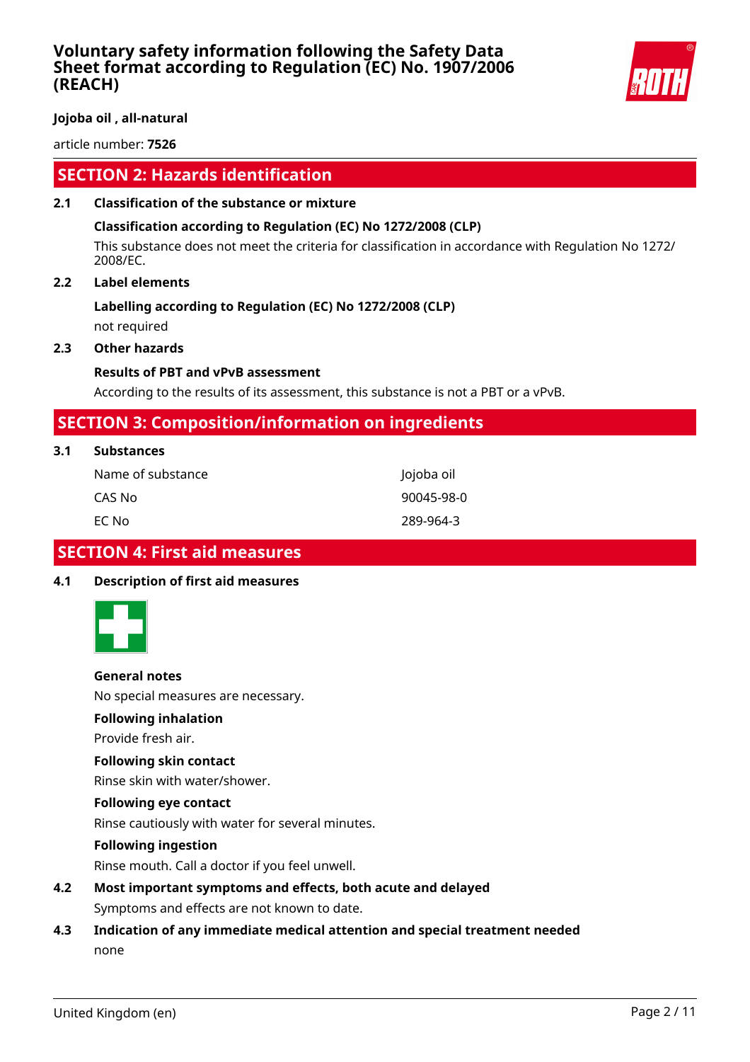## SECTION 2: Hazards identification

### 2.1 Classification of the substance or mixture

**Classification according to Regulation (EC) No 1272/2008 (CLP)**

This substance does not meet the criteria for classification in accordance with Regulation No 1272/2008/EC.

### 2.2 Label elements

**Labelling according to Regulation (EC) No 1272/2008 (CLP)**

not required

### 2.3 Other hazards

**Results of PBT and vPvB assessment**

According to the results of its assessment, this substance is not a PBT or a vPvB.

## SECTION 3: Composition/information on ingredients

### 3.1 Substances

| | |
|---|---|
| Name of substance | Jojoba oil |
| CAS No | 90045-98-0 |
| EC No | 289-964-3 |

## SECTION 4: First aid measures

### 4.1 Description of first aid measures

**General notes**

No special measures are necessary.

**Following inhalation**

Provide fresh air.

**Following skin contact**

Rinse skin with water/shower.

**Following eye contact**

Rinse cautiously with water for several minutes.

**Following ingestion**

Rinse mouth. Call a doctor if you feel unwell.

### 4.2 Most important symptoms and effects, both acute and delayed

Symptoms and effects are not known to date.

### 4.3 Indication of any immediate medical attention and special treatment needed

none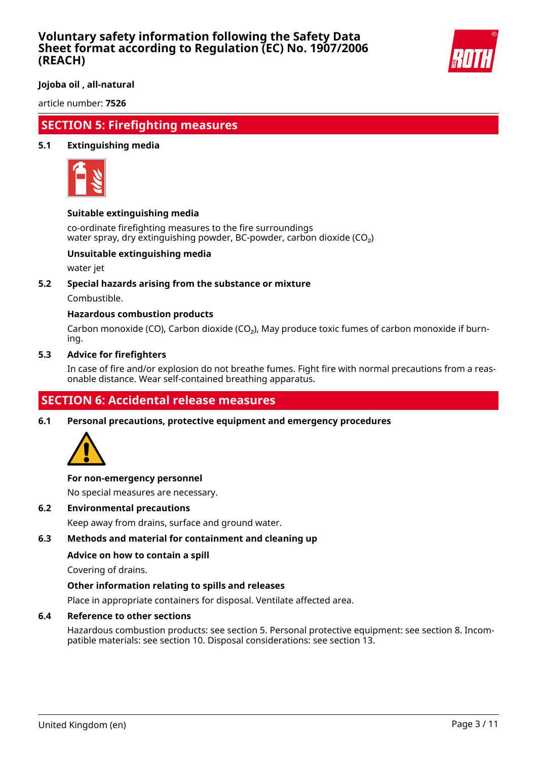## SECTION 5: Firefighting measures

### 5.1 Extinguishing media

**Suitable extinguishing media**

co-ordinate firefighting measures to the fire surroundings
water spray, dry extinguishing powder, BC-powder, carbon dioxide ($CO_2$)

**Unsuitable extinguishing media**

water jet

### 5.2 Special hazards arising from the substance or mixture

Combustible.

**Hazardous combustion products**

Carbon monoxide (CO), Carbon dioxide ($CO_2$), May produce toxic fumes of carbon monoxide if burning.

### 5.3 Advice for firefighters

In case of fire and/or explosion do not breathe fumes. Fight fire with normal precautions from a reasonable distance. Wear self-contained breathing apparatus.

## SECTION 6: Accidental release measures

### 6.1 Personal precautions, protective equipment and emergency procedures

**For non-emergency personnel**

No special measures are necessary.

### 6.2 Environmental precautions

Keep away from drains, surface and ground water.

### 6.3 Methods and material for containment and cleaning up

**Advice on how to contain a spill**

Covering of drains.

**Other information relating to spills and releases**

Place in appropriate containers for disposal. Ventilate affected area.

### 6.4 Reference to other sections

Hazardous combustion products: see section 5. Personal protective equipment: see section 8. Incompatible materials: see section 10. Disposal considerations: see section 13.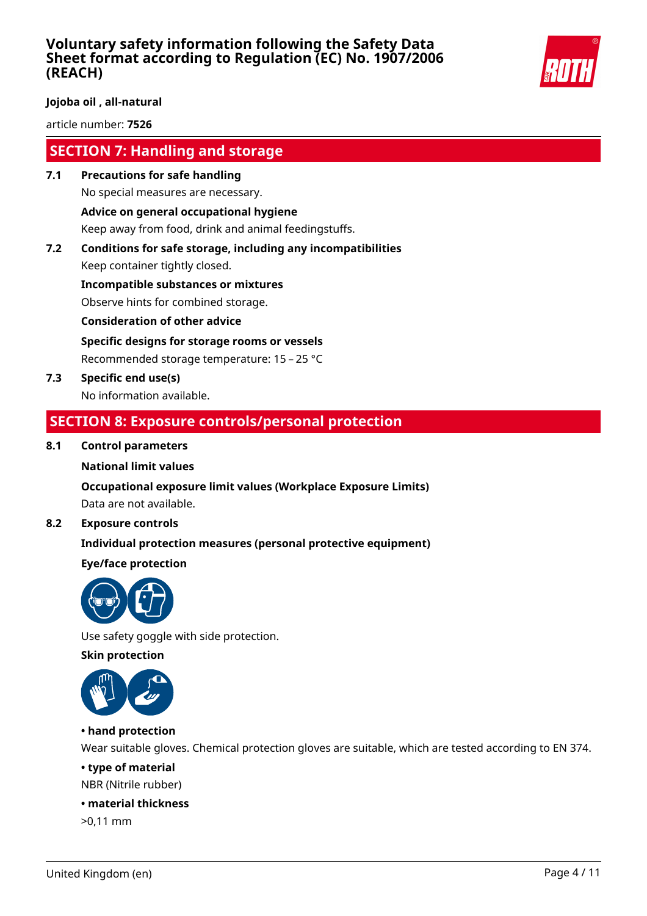## SECTION 7: Handling and storage

**7.1 Precautions for safe handling**

No special measures are necessary.

**Advice on general occupational hygiene**

Keep away from food, drink and animal feedingstuffs.

**7.2 Conditions for safe storage, including any incompatibilities**

Keep container tightly closed.

**Incompatible substances or mixtures**

Observe hints for combined storage.

**Consideration of other advice**

**Specific designs for storage rooms or vessels**

Recommended storage temperature: 15 – 25 °C

**7.3 Specific end use(s)**

No information available.

## SECTION 8: Exposure controls/personal protection

**8.1 Control parameters**

**National limit values**

**Occupational exposure limit values (Workplace Exposure Limits)**

Data are not available.

**8.2 Exposure controls**

**Individual protection measures (personal protective equipment)**

**Eye/face protection**

Use safety goggle with side protection.

**Skin protection**

**• hand protection**

Wear suitable gloves. Chemical protection gloves are suitable, which are tested according to EN 374.

**• type of material**

NBR (Nitrile rubber)

**• material thickness**

>0,11 mm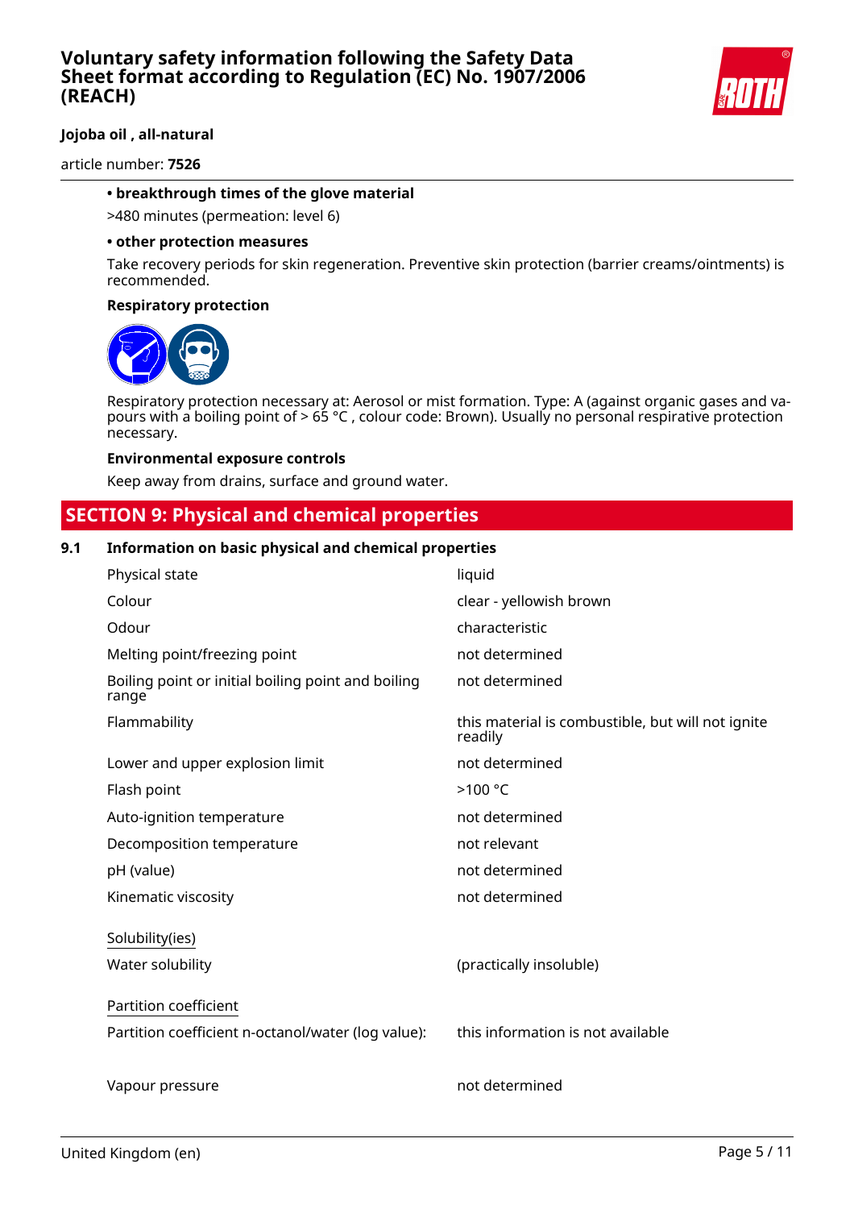**• breakthrough times of the glove material**

>480 minutes (permeation: level 6)

**• other protection measures**

Take recovery periods for skin regeneration. Preventive skin protection (barrier creams/ointments) is recommended.

**Respiratory protection**

Respiratory protection necessary at: Aerosol or mist formation. Type: A (against organic gases and vapours with a boiling point of > 65 °C , colour code: Brown). Usually no personal respirative protection necessary.

**Environmental exposure controls**

Keep away from drains, surface and ground water.

## SECTION 9: Physical and chemical properties

### 9.1 Information on basic physical and chemical properties

| | |
|---|---|
| Physical state | liquid |
| Colour | clear - yellowish brown |
| Odour | characteristic |
| Melting point/freezing point | not determined |
| Boiling point or initial boiling point and boiling range | not determined |
| Flammability | this material is combustible, but will not ignite readily |
| Lower and upper explosion limit | not determined |
| Flash point | >100 °C |
| Auto-ignition temperature | not determined |
| Decomposition temperature | not relevant |
| pH (value) | not determined |
| Kinematic viscosity | not determined |

Solubility(ies)

| | |
|---|---|
| Water solubility | (practically insoluble) |

Partition coefficient

| | |
|---|---|
| Partition coefficient n-octanol/water (log value): | this information is not available |
| Vapour pressure | not determined |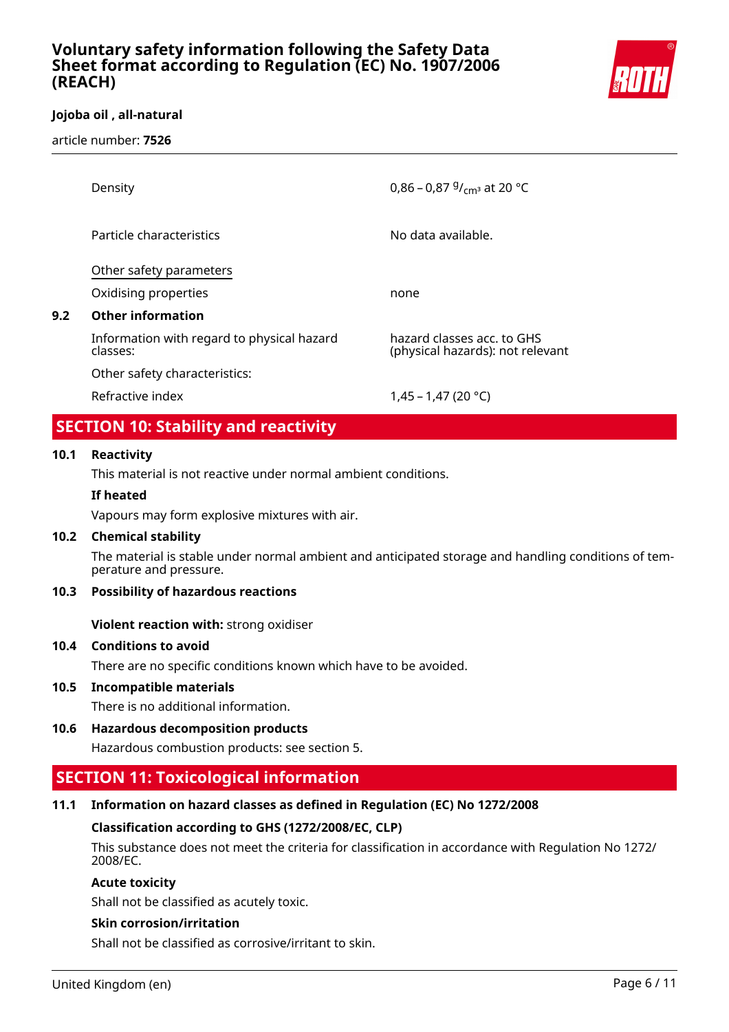| | |
|---|---|
| Density | 0,86 – 0,87 $^{g}/_{cm^3}$ at 20 °C |
| Particle characteristics | No data available. |

Other safety parameters

| | |
|---|---|
| Oxidising properties | none |

**9.2 Other information**

| | |
|---|---|
| Information with regard to physical hazard classes: | hazard classes acc. to GHS (physical hazards): not relevant |
| Other safety characteristics: | |
| Refractive index | 1,45 – 1,47 (20 °C) |

## SECTION 10: Stability and reactivity

**10.1 Reactivity**

This material is not reactive under normal ambient conditions.

**If heated**

Vapours may form explosive mixtures with air.

**10.2 Chemical stability**

The material is stable under normal ambient and anticipated storage and handling conditions of temperature and pressure.

**10.3 Possibility of hazardous reactions**

**Violent reaction with:** strong oxidiser

**10.4 Conditions to avoid**

There are no specific conditions known which have to be avoided.

**10.5 Incompatible materials**

There is no additional information.

**10.6 Hazardous decomposition products**

Hazardous combustion products: see section 5.

## SECTION 11: Toxicological information

**11.1 Information on hazard classes as defined in Regulation (EC) No 1272/2008**

**Classification according to GHS (1272/2008/EC, CLP)**

This substance does not meet the criteria for classification in accordance with Regulation No 1272/2008/EC.

**Acute toxicity**

Shall not be classified as acutely toxic.

**Skin corrosion/irritation**

Shall not be classified as corrosive/irritant to skin.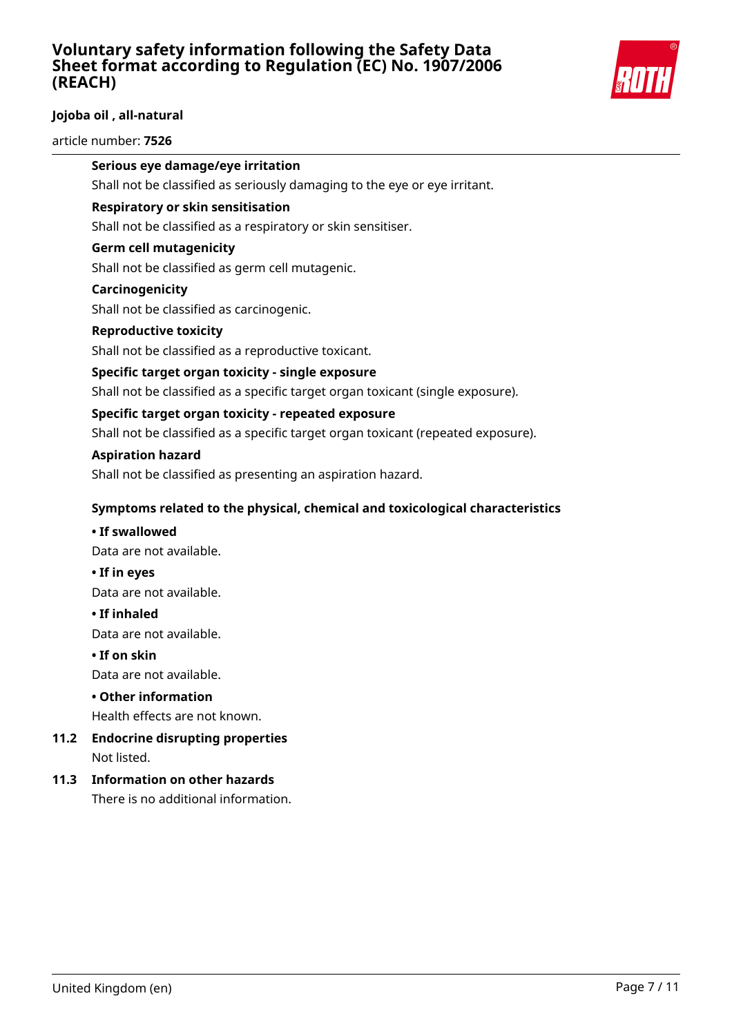**Serious eye damage/eye irritation**

Shall not be classified as seriously damaging to the eye or eye irritant.

**Respiratory or skin sensitisation**

Shall not be classified as a respiratory or skin sensitiser.

**Germ cell mutagenicity**

Shall not be classified as germ cell mutagenic.

**Carcinogenicity**

Shall not be classified as carcinogenic.

**Reproductive toxicity**

Shall not be classified as a reproductive toxicant.

**Specific target organ toxicity - single exposure**

Shall not be classified as a specific target organ toxicant (single exposure).

**Specific target organ toxicity - repeated exposure**

Shall not be classified as a specific target organ toxicant (repeated exposure).

**Aspiration hazard**

Shall not be classified as presenting an aspiration hazard.

**Symptoms related to the physical, chemical and toxicological characteristics**

**• If swallowed**

Data are not available.

**• If in eyes**

Data are not available.

**• If inhaled**

Data are not available.

**• If on skin**

Data are not available.

**• Other information**

Health effects are not known.

## 11.2 Endocrine disrupting properties

Not listed.

## 11.3 Information on other hazards

There is no additional information.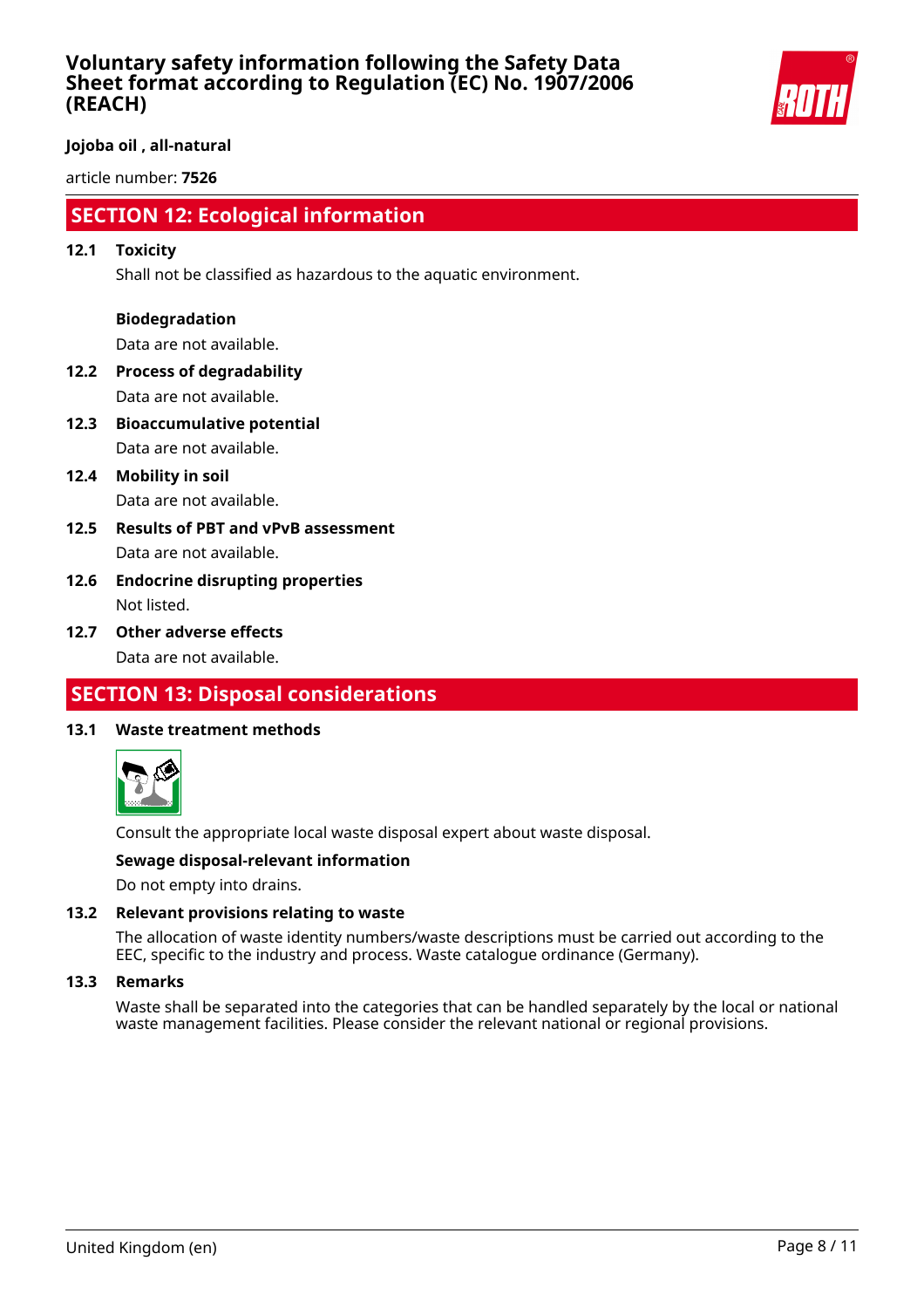## SECTION 12: Ecological information

### 12.1 Toxicity

Shall not be classified as hazardous to the aquatic environment.

**Biodegradation**

Data are not available.

### 12.2 Process of degradability

Data are not available.

### 12.3 Bioaccumulative potential

Data are not available.

### 12.4 Mobility in soil

Data are not available.

### 12.5 Results of PBT and vPvB assessment

Data are not available.

### 12.6 Endocrine disrupting properties

Not listed.

### 12.7 Other adverse effects

Data are not available.

## SECTION 13: Disposal considerations

### 13.1 Waste treatment methods

Consult the appropriate local waste disposal expert about waste disposal.

**Sewage disposal-relevant information**

Do not empty into drains.

### 13.2 Relevant provisions relating to waste

The allocation of waste identity numbers/waste descriptions must be carried out according to the EEC, specific to the industry and process. Waste catalogue ordinance (Germany).

### 13.3 Remarks

Waste shall be separated into the categories that can be handled separately by the local or national waste management facilities. Please consider the relevant national or regional provisions.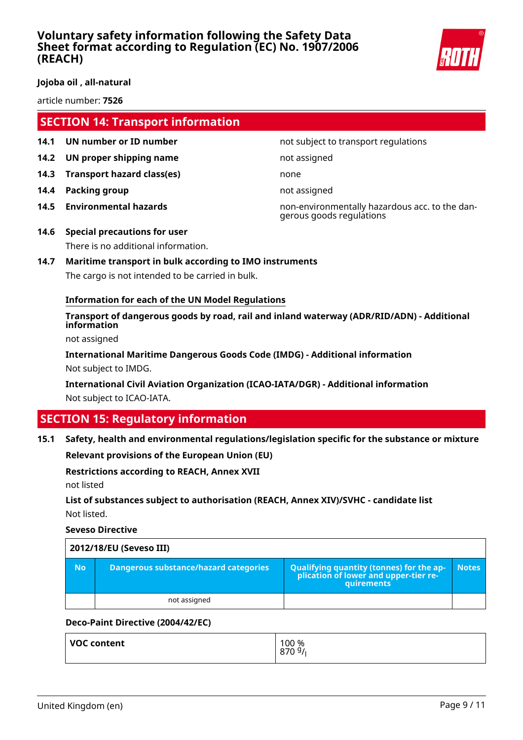## SECTION 14: Transport information

| | | |
|---|---|---|
| **14.1** | **UN number or ID number** | not subject to transport regulations |
| **14.2** | **UN proper shipping name** | not assigned |
| **14.3** | **Transport hazard class(es)** | none |
| **14.4** | **Packing group** | not assigned |
| **14.5** | **Environmental hazards** | non-environmentally hazardous acc. to the dangerous goods regulations |

**14.6 Special precautions for user**

There is no additional information.

**14.7 Maritime transport in bulk according to IMO instruments**

The cargo is not intended to be carried in bulk.

**Information for each of the UN Model Regulations**

**Transport of dangerous goods by road, rail and inland waterway (ADR/RID/ADN) - Additional information**

not assigned

**International Maritime Dangerous Goods Code (IMDG) - Additional information**

Not subject to IMDG.

**International Civil Aviation Organization (ICAO-IATA/DGR) - Additional information**

Not subject to ICAO-IATA.

## SECTION 15: Regulatory information

**15.1 Safety, health and environmental regulations/legislation specific for the substance or mixture**

**Relevant provisions of the European Union (EU)**

**Restrictions according to REACH, Annex XVII**

not listed

**List of substances subject to authorisation (REACH, Annex XIV)/SVHC - candidate list**

Not listed.

**Seveso Directive**

| 2012/18/EU (Seveso III) | | | |
|---|---|---|---|
| **No** | **Dangerous substance/hazard categories** | **Qualifying quantity (tonnes) for the application of lower and upper-tier requirements** | **Notes** |
| | not assigned | | |

**Deco-Paint Directive (2004/42/EC)**

| | |
|---|---|
| **VOC content** | 100 %<br>870 g/l |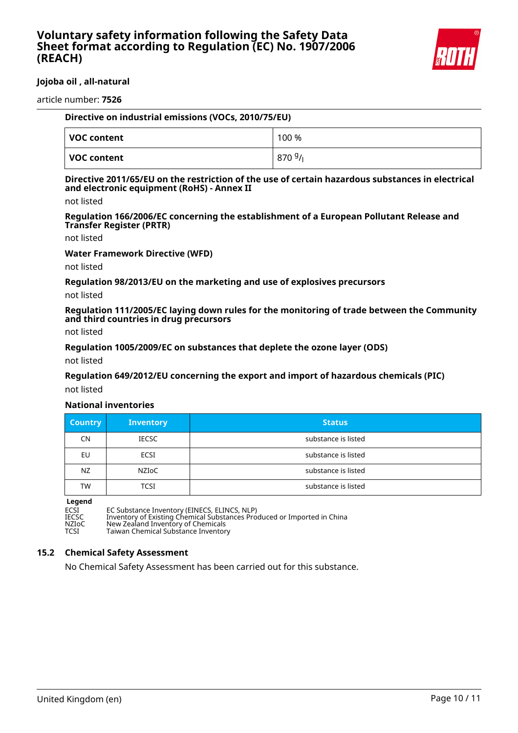**Directive on industrial emissions (VOCs, 2010/75/EU)**

| VOC content | 100 % |
|---|---|
| VOC content | 870 g/l |

**Directive 2011/65/EU on the restriction of the use of certain hazardous substances in electrical and electronic equipment (RoHS) - Annex II**

not listed

**Regulation 166/2006/EC concerning the establishment of a European Pollutant Release and Transfer Register (PRTR)**

not listed

**Water Framework Directive (WFD)**

not listed

**Regulation 98/2013/EU on the marketing and use of explosives precursors**

not listed

**Regulation 111/2005/EC laying down rules for the monitoring of trade between the Community and third countries in drug precursors**

not listed

**Regulation 1005/2009/EC on substances that deplete the ozone layer (ODS)**

not listed

**Regulation 649/2012/EU concerning the export and import of hazardous chemicals (PIC)**

not listed

**National inventories**

| Country | Inventory | Status |
|---|---|---|
| CN | IECSC | substance is listed |
| EU | ECSI | substance is listed |
| NZ | NZIoC | substance is listed |
| TW | TCSI | substance is listed |

**Legend**

| | |
|---|---|
| ECSI | EC Substance Inventory (EINECS, ELINCS, NLP) |
| IECSC | Inventory of Existing Chemical Substances Produced or Imported in China |
| NZIoC | New Zealand Inventory of Chemicals |
| TCSI | Taiwan Chemical Substance Inventory |

## 15.2 Chemical Safety Assessment

No Chemical Safety Assessment has been carried out for this substance.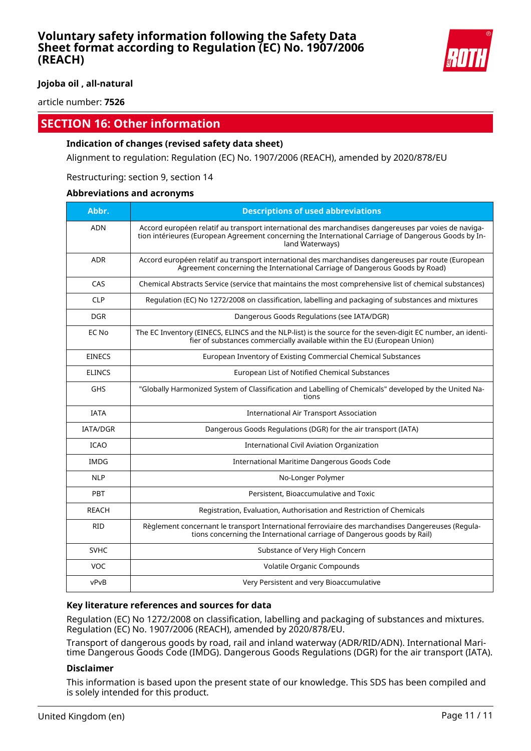## SECTION 16: Other information

### Indication of changes (revised safety data sheet)

Alignment to regulation: Regulation (EC) No. 1907/2006 (REACH), amended by 2020/878/EU

Restructuring: section 9, section 14

### Abbreviations and acronyms

| Abbr. | Descriptions of used abbreviations |
|---|---|
| ADN | Accord européen relatif au transport international des marchandises dangereuses par voies de navigation intérieures (European Agreement concerning the International Carriage of Dangerous Goods by Inland Waterways) |
| ADR | Accord européen relatif au transport international des marchandises dangereuses par route (European Agreement concerning the International Carriage of Dangerous Goods by Road) |
| CAS | Chemical Abstracts Service (service that maintains the most comprehensive list of chemical substances) |
| CLP | Regulation (EC) No 1272/2008 on classification, labelling and packaging of substances and mixtures |
| DGR | Dangerous Goods Regulations (see IATA/DGR) |
| EC No | The EC Inventory (EINECS, ELINCS and the NLP-list) is the source for the seven-digit EC number, an identifier of substances commercially available within the EU (European Union) |
| EINECS | European Inventory of Existing Commercial Chemical Substances |
| ELINCS | European List of Notified Chemical Substances |
| GHS | "Globally Harmonized System of Classification and Labelling of Chemicals" developed by the United Nations |
| IATA | International Air Transport Association |
| IATA/DGR | Dangerous Goods Regulations (DGR) for the air transport (IATA) |
| ICAO | International Civil Aviation Organization |
| IMDG | International Maritime Dangerous Goods Code |
| NLP | No-Longer Polymer |
| PBT | Persistent, Bioaccumulative and Toxic |
| REACH | Registration, Evaluation, Authorisation and Restriction of Chemicals |
| RID | Règlement concernant le transport International ferroviaire des marchandises Dangereuses (Regulations concerning the International carriage of Dangerous goods by Rail) |
| SVHC | Substance of Very High Concern |
| VOC | Volatile Organic Compounds |
| vPvB | Very Persistent and very Bioaccumulative |

### Key literature references and sources for data

Regulation (EC) No 1272/2008 on classification, labelling and packaging of substances and mixtures. Regulation (EC) No. 1907/2006 (REACH), amended by 2020/878/EU.

Transport of dangerous goods by road, rail and inland waterway (ADR/RID/ADN). International Maritime Dangerous Goods Code (IMDG). Dangerous Goods Regulations (DGR) for the air transport (IATA).

### Disclaimer

This information is based upon the present state of our knowledge. This SDS has been compiled and is solely intended for this product.